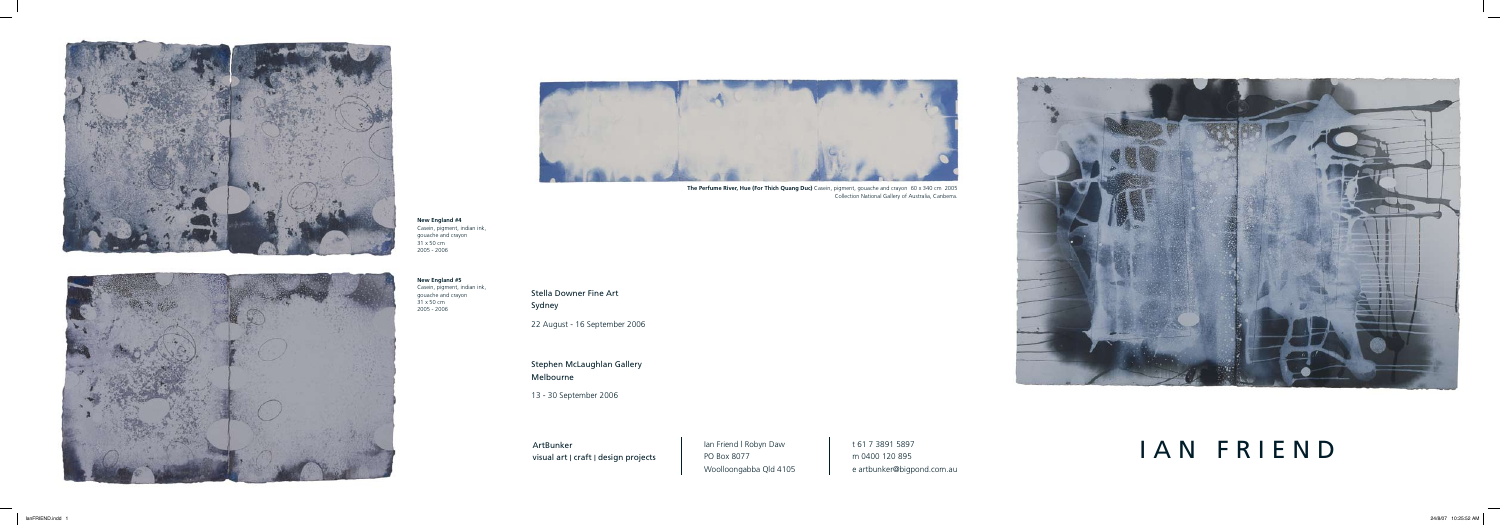**New England #4**
Casein, pigment, indian ink, gouache and crayon
31 x 50 cm
2005 - 2006

**New England #5**
Casein, pigment, indian ink, gouache and crayon
31 x 50 cm
2005 - 2006

**The Perfume River, Hue (For Thich Quang Duc)** Casein, pigment, gouache and crayon 60 x 340 cm 2005
Collection National Gallery of Australia, Canberra

Stella Downer Fine Art
Sydney

22 August - 16 September 2006

Stephen McLaughlan Gallery
Melbourne

13 - 30 September 2006

ArtBunker
visual art | craft | design projects

Ian Friend I Robyn Daw
PO Box 8077
Woolloongabba Qld 4105

t 61 7 3891 5897
m 0400 120 895
e artbunker@bigpond.com.au

# IAN FRIEND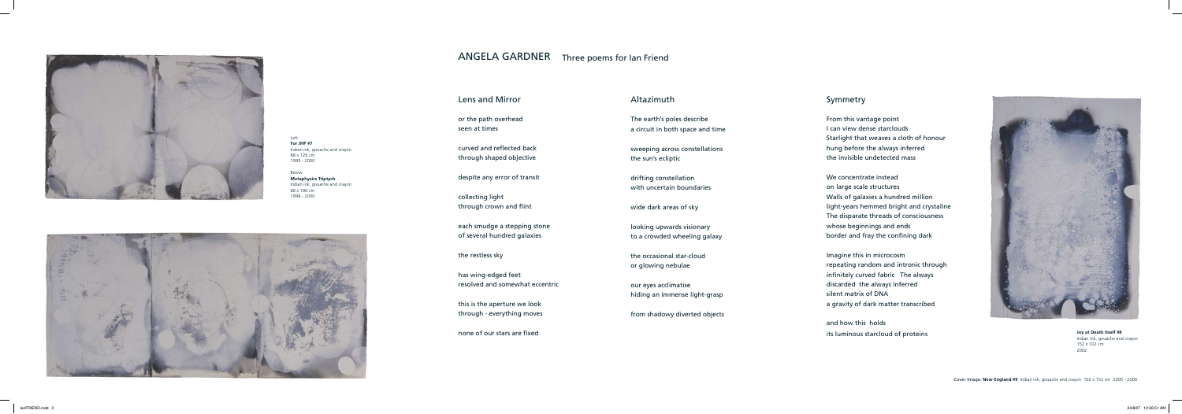# ANGELA GARDNER Three poems for Ian Friend

Left
**For JHP #7**
Indian ink, gouache and crayon
88 x 126 cm
1999 – 2000

Below
**Metaphysics Triptych**
Indian ink, gouache and crayon
88 x 180 cm
1998 - 2000

## Lens and Mirror

or the path overhead
seen at times

curved and reflected back
through shaped objective

despite any error of transit

collecting light
through crown and flint

each smudge a stepping stone
of several hundred galaxies

the restless sky

has wing-edged feet
resolved and somewhat eccentric

this is the aperture we look
through - everything moves

none of our stars are fixed

## Altazimuth

The earth's poles describe
a circuit in both space and time

sweeping across constellations
the sun's ecliptic

drifting constellation
with uncertain boundaries

wide dark areas of sky

looking upwards visionary
to a crowded wheeling galaxy

the occasional star-cloud
or glowing nebulae

our eyes acclimatise
hiding an immense light-grasp

from shadowy diverted objects

## Symmetry

From this vantage point
I can view dense starclouds
Starlight that weaves a cloth of honour
hung before the always inferred
the invisible undetected mass

We concentrate instead
on large scale structures
Walls of galaxies a hundred million
light-years hemmed bright and crystaline
The disparate threads of consciousness
whose beginnings and ends
border and fray the confining dark

Imagine this in microcosm
repeating random and intronic through
infinitely curved fabric The always
discarded the always inferred
silent matrix of DNA
a gravity of dark matter transcribed

and how this holds
its luminous starcloud of proteins

**Joy at Death Itself #8**
Indian ink, gouache and crayon
152 x 102 cm
2002

Cover Image: **New England #3** Indian ink, gouache and crayon 102 x 152 cm 2005 - 2006